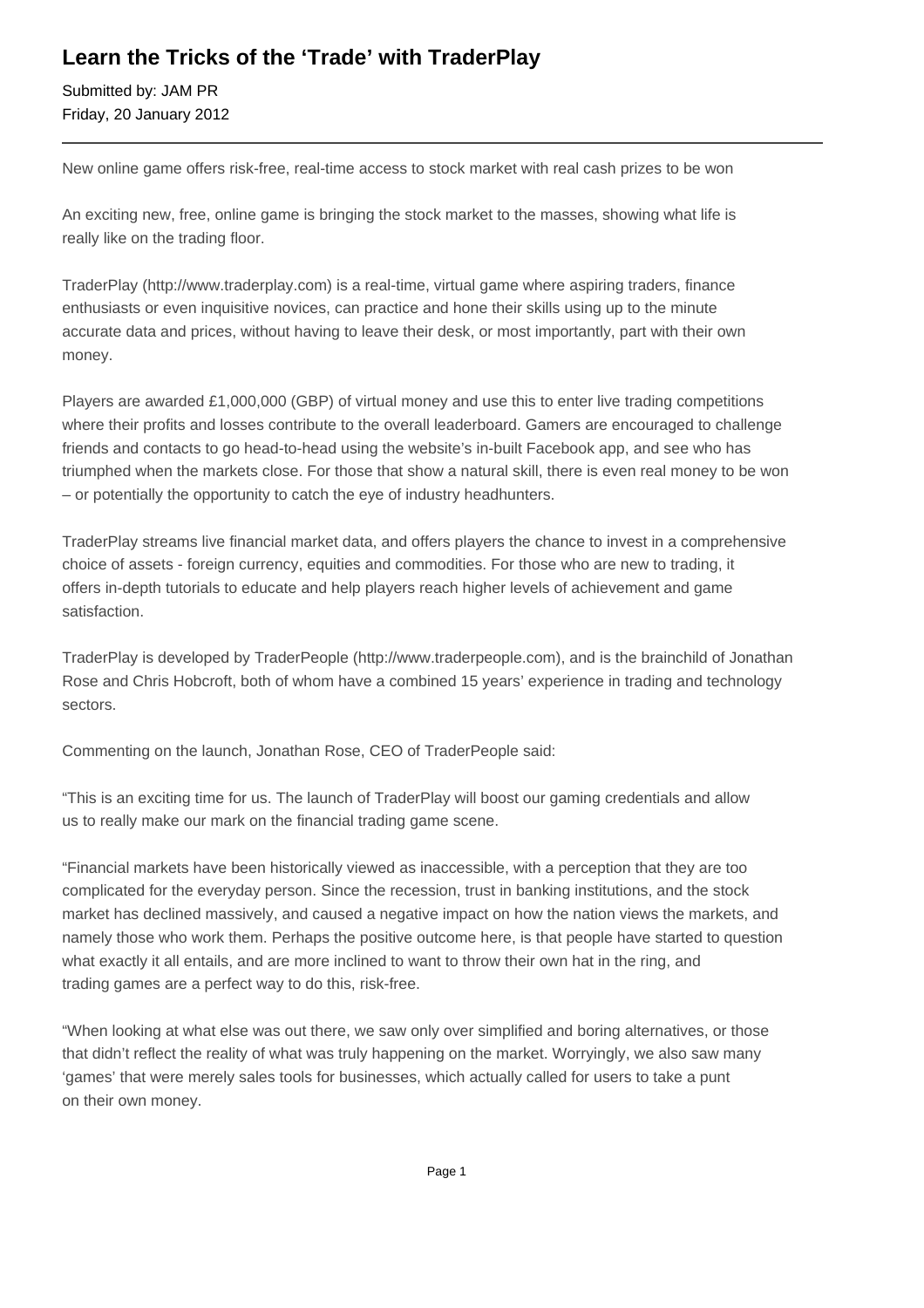# Learn the Tricks of the 'Trade' with TraderPlay

Submitted by: JAM PR
Friday, 20 January 2012

---

New online game offers risk-free, real-time access to stock market with real cash prizes to be won

An exciting new, free, online game is bringing the stock market to the masses, showing what life is really like on the trading floor.

TraderPlay (http://www.traderplay.com) is a real-time, virtual game where aspiring traders, finance enthusiasts or even inquisitive novices, can practice and hone their skills using up to the minute accurate data and prices, without having to leave their desk, or most importantly, part with their own money.

Players are awarded £1,000,000 (GBP) of virtual money and use this to enter live trading competitions where their profits and losses contribute to the overall leaderboard. Gamers are encouraged to challenge friends and contacts to go head-to-head using the website's in-built Facebook app, and see who has triumphed when the markets close. For those that show a natural skill, there is even real money to be won – or potentially the opportunity to catch the eye of industry headhunters.

TraderPlay streams live financial market data, and offers players the chance to invest in a comprehensive choice of assets - foreign currency, equities and commodities. For those who are new to trading, it offers in-depth tutorials to educate and help players reach higher levels of achievement and game satisfaction.

TraderPlay is developed by TraderPeople (http://www.traderpeople.com), and is the brainchild of Jonathan Rose and Chris Hobcroft, both of whom have a combined 15 years' experience in trading and technology sectors.

Commenting on the launch, Jonathan Rose, CEO of TraderPeople said:

"This is an exciting time for us. The launch of TraderPlay will boost our gaming credentials and allow us to really make our mark on the financial trading game scene.

"Financial markets have been historically viewed as inaccessible, with a perception that they are too complicated for the everyday person. Since the recession, trust in banking institutions, and the stock market has declined massively, and caused a negative impact on how the nation views the markets, and namely those who work them. Perhaps the positive outcome here, is that people have started to question what exactly it all entails, and are more inclined to want to throw their own hat in the ring, and trading games are a perfect way to do this, risk-free.

"When looking at what else was out there, we saw only over simplified and boring alternatives, or those that didn't reflect the reality of what was truly happening on the market. Worryingly, we also saw many 'games' that were merely sales tools for businesses, which actually called for users to take a punt on their own money.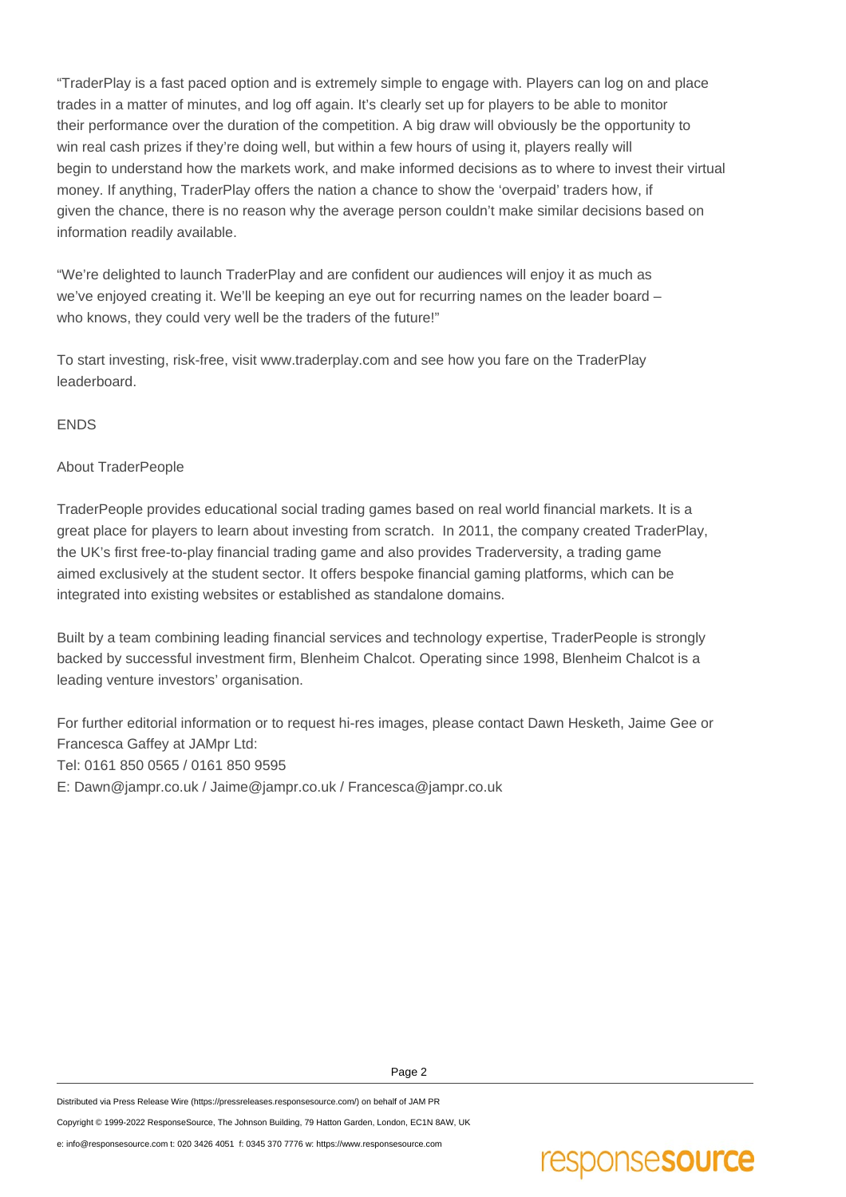"TraderPlay is a fast paced option and is extremely simple to engage with. Players can log on and place trades in a matter of minutes, and log off again. It's clearly set up for players to be able to monitor their performance over the duration of the competition. A big draw will obviously be the opportunity to win real cash prizes if they're doing well, but within a few hours of using it, players really will begin to understand how the markets work, and make informed decisions as to where to invest their virtual money. If anything, TraderPlay offers the nation a chance to show the 'overpaid' traders how, if given the chance, there is no reason why the average person couldn't make similar decisions based on information readily available.

"We're delighted to launch TraderPlay and are confident our audiences will enjoy it as much as we've enjoyed creating it. We'll be keeping an eye out for recurring names on the leader board – who knows, they could very well be the traders of the future!"

To start investing, risk-free, visit www.traderplay.com and see how you fare on the TraderPlay leaderboard.

ENDS

About TraderPeople

TraderPeople provides educational social trading games based on real world financial markets. It is a great place for players to learn about investing from scratch. In 2011, the company created TraderPlay, the UK's first free-to-play financial trading game and also provides Traderversity, a trading game aimed exclusively at the student sector. It offers bespoke financial gaming platforms, which can be integrated into existing websites or established as standalone domains.

Built by a team combining leading financial services and technology expertise, TraderPeople is strongly backed by successful investment firm, Blenheim Chalcot. Operating since 1998, Blenheim Chalcot is a leading venture investors' organisation.

For further editorial information or to request hi-res images, please contact Dawn Hesketh, Jaime Gee or Francesca Gaffey at JAMpr Ltd:
Tel: 0161 850 0565 / 0161 850 9595
E: Dawn@jampr.co.uk / Jaime@jampr.co.uk / Francesca@jampr.co.uk

Distributed via Press Release Wire (https://pressreleases.responsesource.com/) on behalf of JAM PR

Copyright © 1999-2022 ResponseSource, The Johnson Building, 79 Hatton Garden, London, EC1N 8AW, UK

e: info@responsesource.com t: 020 3426 4051 f: 0345 370 7776 w: https://www.responsesource.com